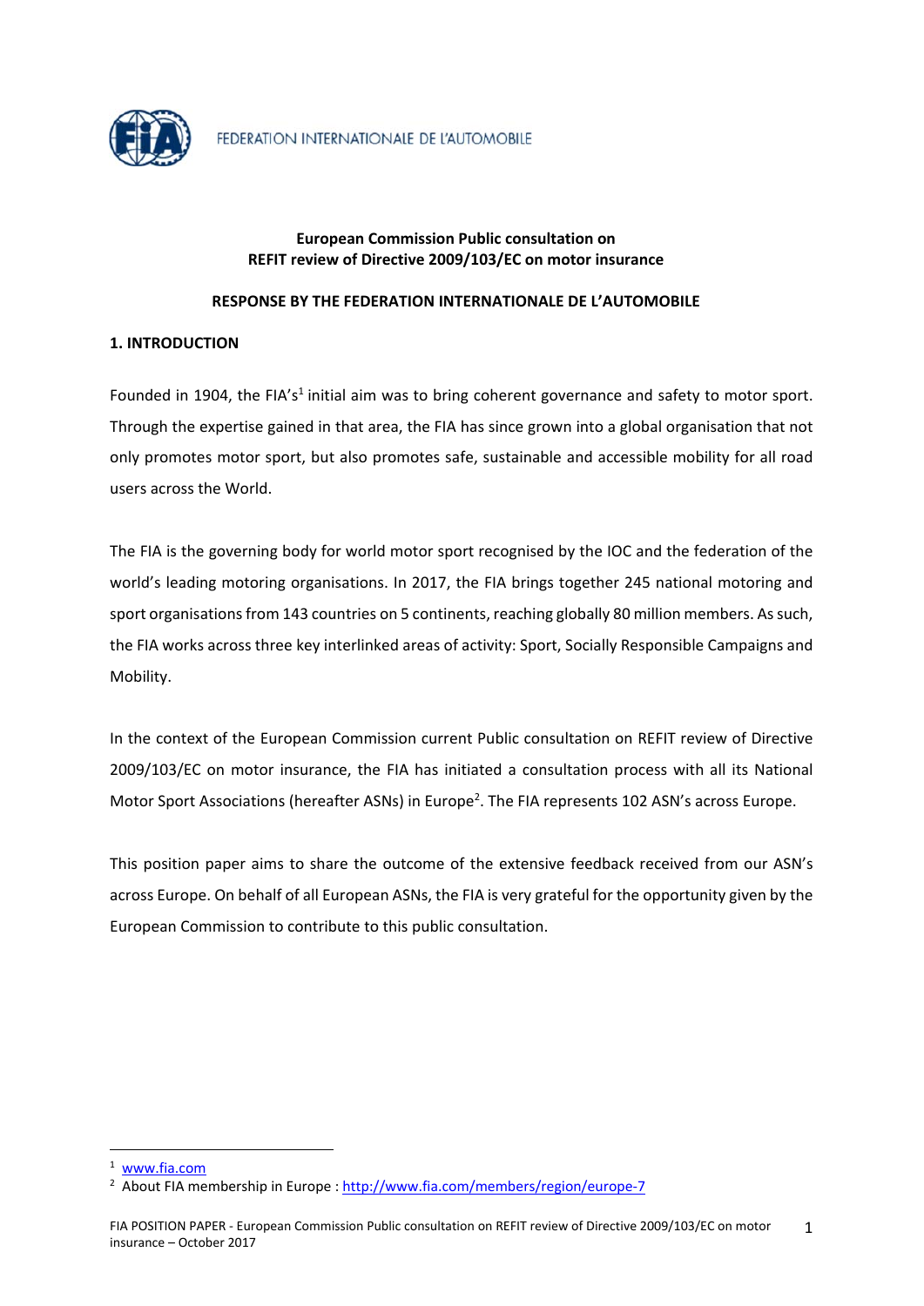FEDERATION INTERNATIONALE DE L'AUTOMOBILE

**European Commission Public consultation on REFIT review of Directive 2009/103/EC on motor insurance**

**RESPONSE BY THE FEDERATION INTERNATIONALE DE L'AUTOMOBILE**

## 1. INTRODUCTION

Founded in 1904, the FIA's[1] initial aim was to bring coherent governance and safety to motor sport. Through the expertise gained in that area, the FIA has since grown into a global organisation that not only promotes motor sport, but also promotes safe, sustainable and accessible mobility for all road users across the World.

The FIA is the governing body for world motor sport recognised by the IOC and the federation of the world's leading motoring organisations. In 2017, the FIA brings together 245 national motoring and sport organisations from 143 countries on 5 continents, reaching globally 80 million members. As such, the FIA works across three key interlinked areas of activity: Sport, Socially Responsible Campaigns and Mobility.

In the context of the European Commission current Public consultation on REFIT review of Directive 2009/103/EC on motor insurance, the FIA has initiated a consultation process with all its National Motor Sport Associations (hereafter ASNs) in Europe[2]. The FIA represents 102 ASN's across Europe.

This position paper aims to share the outcome of the extensive feedback received from our ASN's across Europe. On behalf of all European ASNs, the FIA is very grateful for the opportunity given by the European Commission to contribute to this public consultation.

[1] www.fia.com

[2] About FIA membership in Europe : http://www.fia.com/members/region/europe-7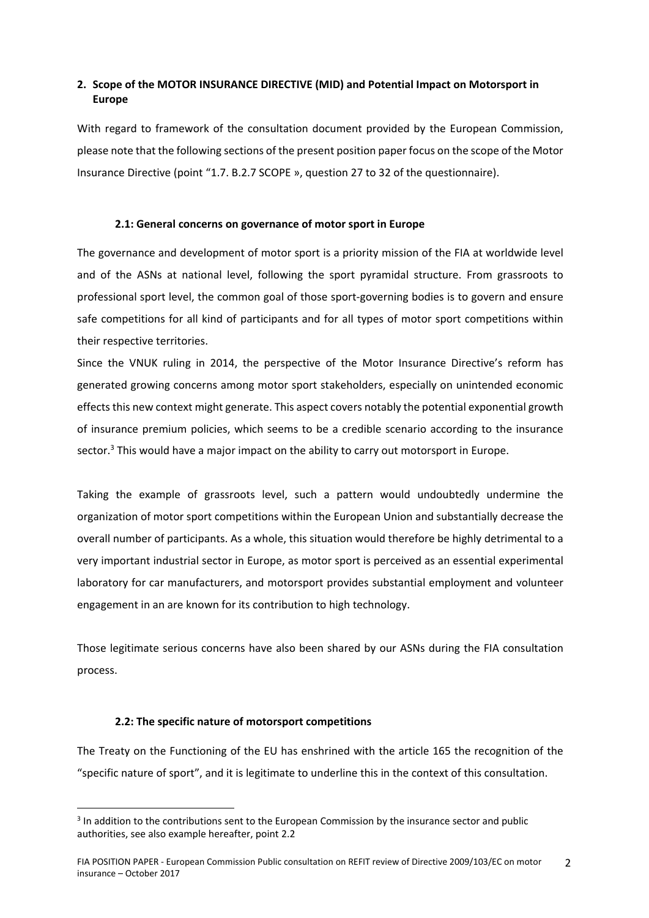## 2. Scope of the MOTOR INSURANCE DIRECTIVE (MID) and Potential Impact on Motorsport in Europe

With regard to framework of the consultation document provided by the European Commission, please note that the following sections of the present position paper focus on the scope of the Motor Insurance Directive (point "1.7. B.2.7 SCOPE », question 27 to 32 of the questionnaire).

### 2.1: General concerns on governance of motor sport in Europe

The governance and development of motor sport is a priority mission of the FIA at worldwide level and of the ASNs at national level, following the sport pyramidal structure. From grassroots to professional sport level, the common goal of those sport-governing bodies is to govern and ensure safe competitions for all kind of participants and for all types of motor sport competitions within their respective territories.

Since the VNUK ruling in 2014, the perspective of the Motor Insurance Directive's reform has generated growing concerns among motor sport stakeholders, especially on unintended economic effects this new context might generate. This aspect covers notably the potential exponential growth of insurance premium policies, which seems to be a credible scenario according to the insurance sector.[3] This would have a major impact on the ability to carry out motorsport in Europe.

Taking the example of grassroots level, such a pattern would undoubtedly undermine the organization of motor sport competitions within the European Union and substantially decrease the overall number of participants. As a whole, this situation would therefore be highly detrimental to a very important industrial sector in Europe, as motor sport is perceived as an essential experimental laboratory for car manufacturers, and motorsport provides substantial employment and volunteer engagement in an are known for its contribution to high technology.

Those legitimate serious concerns have also been shared by our ASNs during the FIA consultation process.

### 2.2: The specific nature of motorsport competitions

The Treaty on the Functioning of the EU has enshrined with the article 165 the recognition of the "specific nature of sport", and it is legitimate to underline this in the context of this consultation.

[3] In addition to the contributions sent to the European Commission by the insurance sector and public authorities, see also example hereafter, point 2.2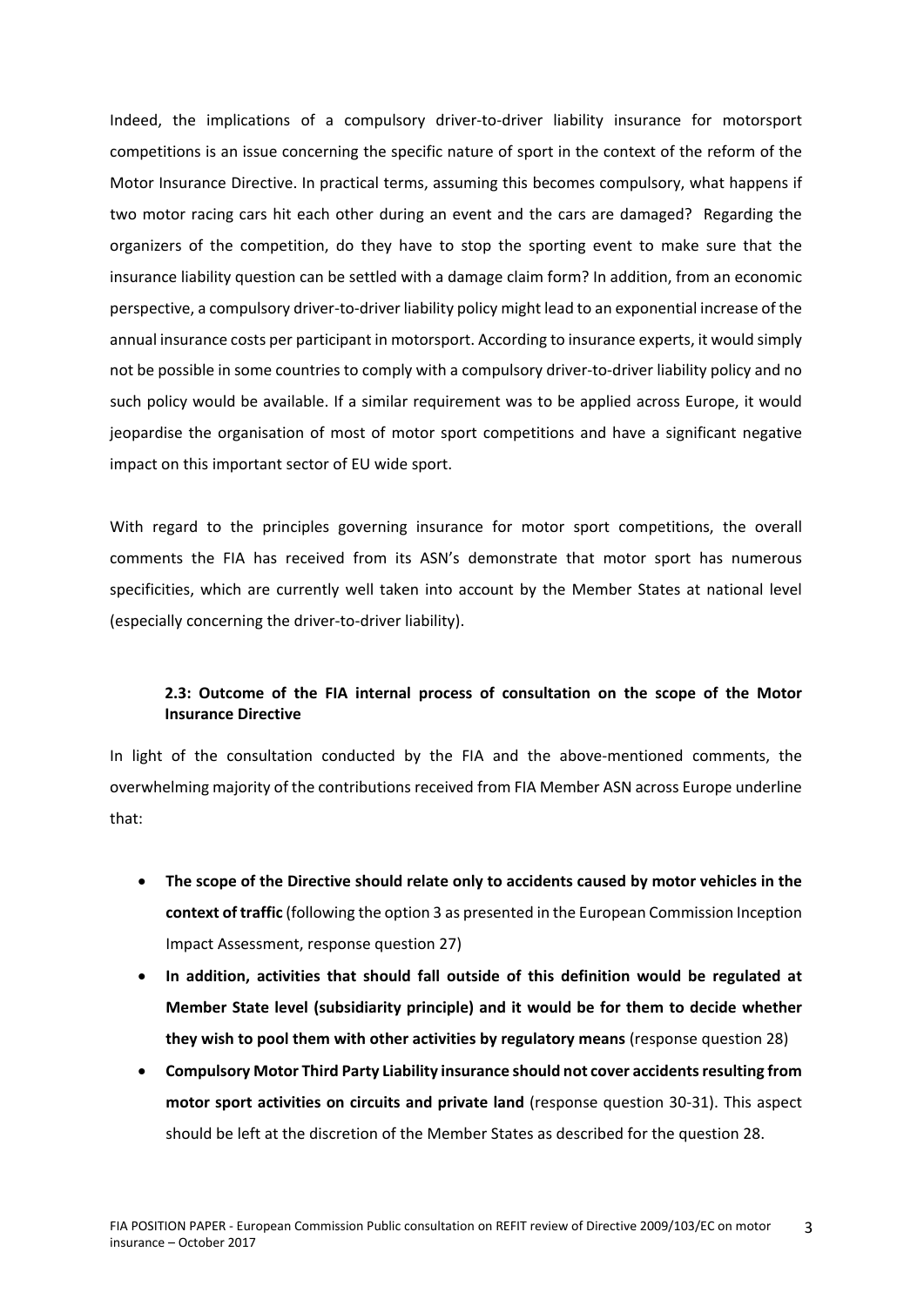Indeed, the implications of a compulsory driver-to-driver liability insurance for motorsport competitions is an issue concerning the specific nature of sport in the context of the reform of the Motor Insurance Directive. In practical terms, assuming this becomes compulsory, what happens if two motor racing cars hit each other during an event and the cars are damaged? Regarding the organizers of the competition, do they have to stop the sporting event to make sure that the insurance liability question can be settled with a damage claim form? In addition, from an economic perspective, a compulsory driver-to-driver liability policy might lead to an exponential increase of the annual insurance costs per participant in motorsport. According to insurance experts, it would simply not be possible in some countries to comply with a compulsory driver-to-driver liability policy and no such policy would be available. If a similar requirement was to be applied across Europe, it would jeopardise the organisation of most of motor sport competitions and have a significant negative impact on this important sector of EU wide sport.

With regard to the principles governing insurance for motor sport competitions, the overall comments the FIA has received from its ASN's demonstrate that motor sport has numerous specificities, which are currently well taken into account by the Member States at national level (especially concerning the driver-to-driver liability).

### 2.3: Outcome of the FIA internal process of consultation on the scope of the Motor Insurance Directive

In light of the consultation conducted by the FIA and the above-mentioned comments, the overwhelming majority of the contributions received from FIA Member ASN across Europe underline that:

- **The scope of the Directive should relate only to accidents caused by motor vehicles in the context of traffic** (following the option 3 as presented in the European Commission Inception Impact Assessment, response question 27)
- **In addition, activities that should fall outside of this definition would be regulated at Member State level (subsidiarity principle) and it would be for them to decide whether they wish to pool them with other activities by regulatory means** (response question 28)
- **Compulsory Motor Third Party Liability insurance should not cover accidents resulting from motor sport activities on circuits and private land** (response question 30-31). This aspect should be left at the discretion of the Member States as described for the question 28.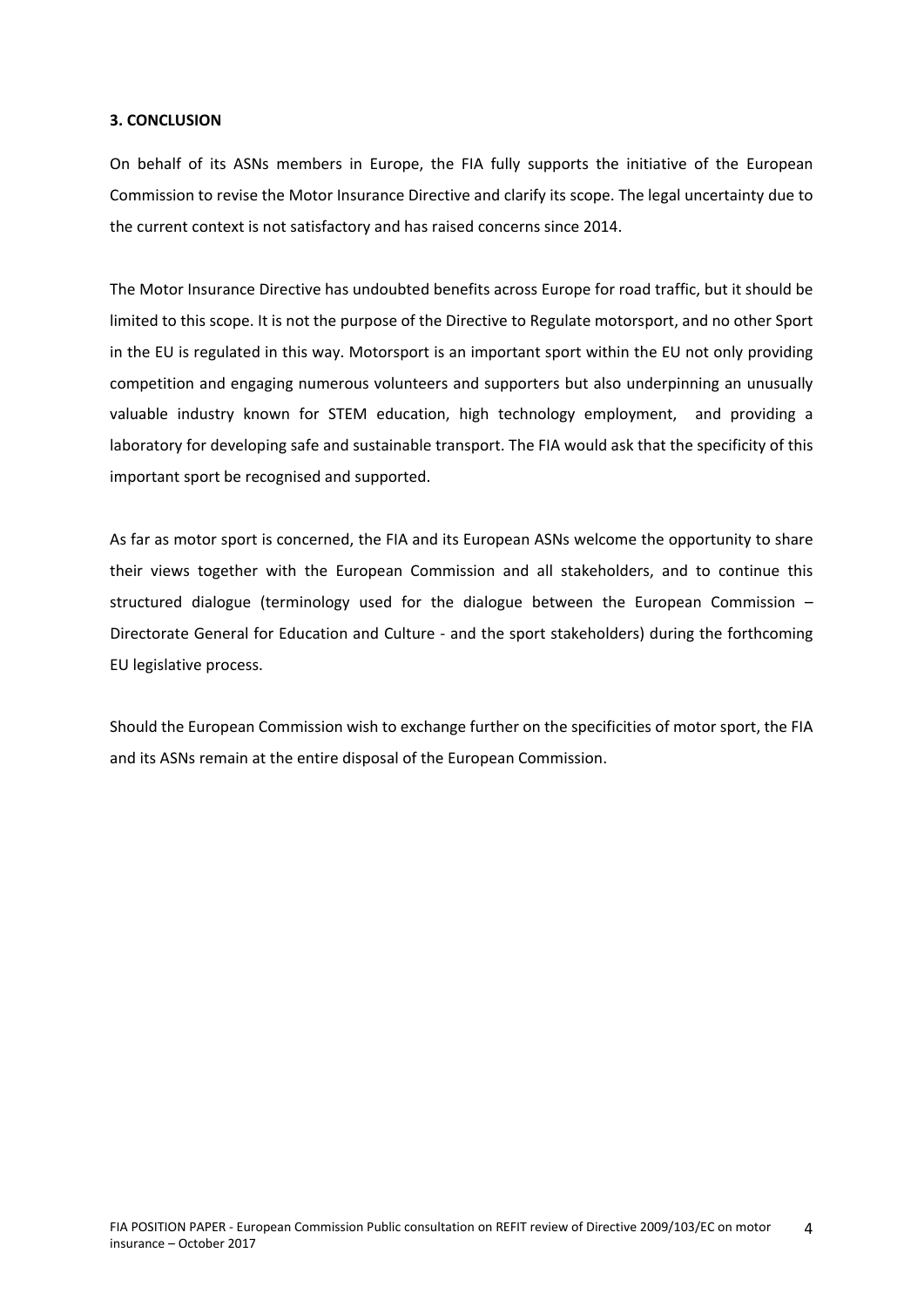### 3. CONCLUSION

On behalf of its ASNs members in Europe, the FIA fully supports the initiative of the European Commission to revise the Motor Insurance Directive and clarify its scope. The legal uncertainty due to the current context is not satisfactory and has raised concerns since 2014.

The Motor Insurance Directive has undoubted benefits across Europe for road traffic, but it should be limited to this scope. It is not the purpose of the Directive to Regulate motorsport, and no other Sport in the EU is regulated in this way. Motorsport is an important sport within the EU not only providing competition and engaging numerous volunteers and supporters but also underpinning an unusually valuable industry known for STEM education, high technology employment, and providing a laboratory for developing safe and sustainable transport. The FIA would ask that the specificity of this important sport be recognised and supported.

As far as motor sport is concerned, the FIA and its European ASNs welcome the opportunity to share their views together with the European Commission and all stakeholders, and to continue this structured dialogue (terminology used for the dialogue between the European Commission – Directorate General for Education and Culture - and the sport stakeholders) during the forthcoming EU legislative process.

Should the European Commission wish to exchange further on the specificities of motor sport, the FIA and its ASNs remain at the entire disposal of the European Commission.